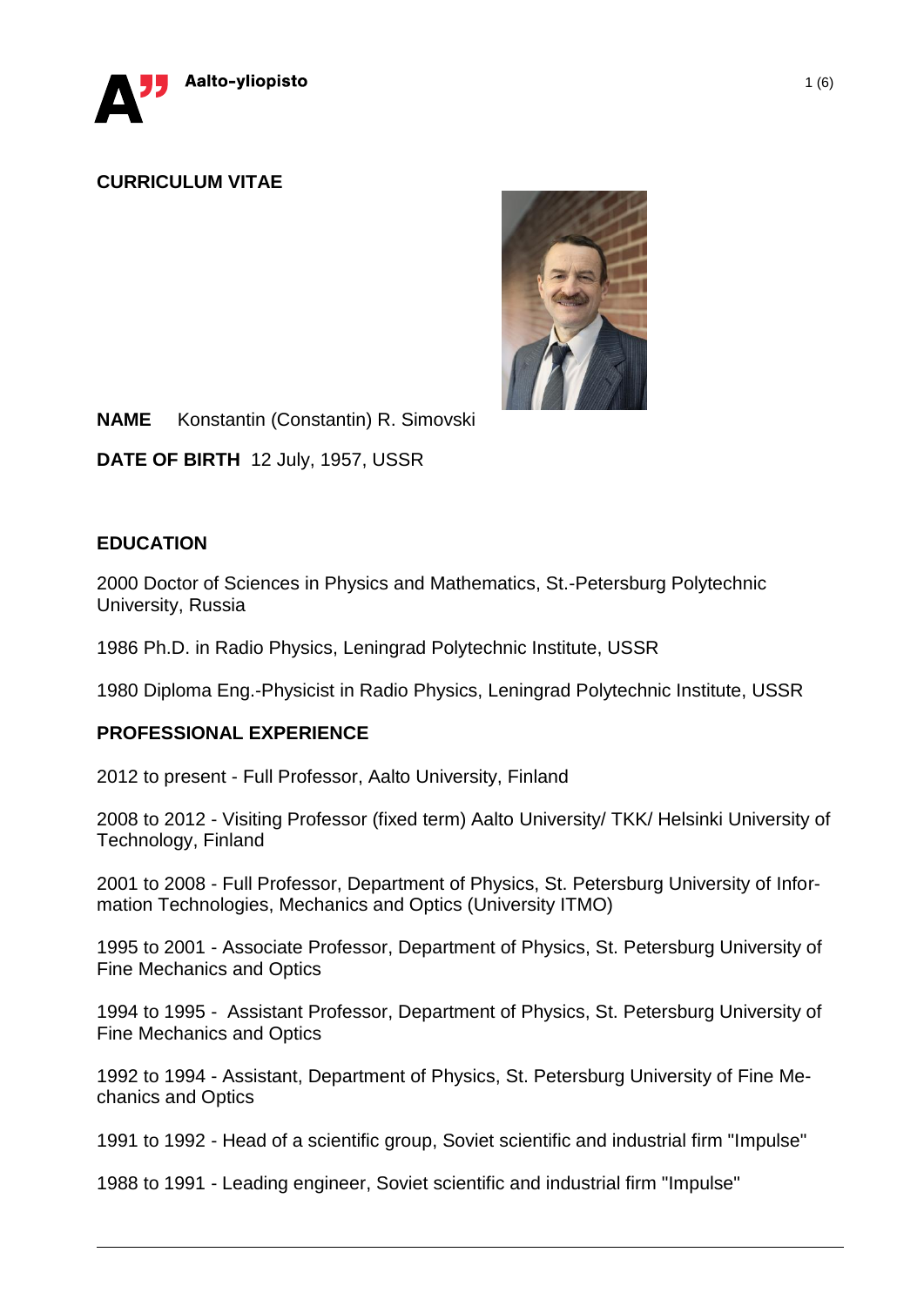# CURRICULUM VITAE

**NAME** Konstantin (Constantin) R. Simovski

**DATE OF BIRTH** 12 July, 1957, USSR

## EDUCATION

2000 Doctor of Sciences in Physics and Mathematics, St.-Petersburg Polytechnic University, Russia

1986 Ph.D. in Radio Physics, Leningrad Polytechnic Institute, USSR

1980 Diploma Eng.-Physicist in Radio Physics, Leningrad Polytechnic Institute, USSR

## PROFESSIONAL EXPERIENCE

2012 to present - Full Professor, Aalto University, Finland

2008 to 2012 - Visiting Professor (fixed term) Aalto University/ TKK/ Helsinki University of Technology, Finland

2001 to 2008 - Full Professor, Department of Physics, St. Petersburg University of Information Technologies, Mechanics and Optics (University ITMO)

1995 to 2001 - Associate Professor, Department of Physics, St. Petersburg University of Fine Mechanics and Optics

1994 to 1995 - Assistant Professor, Department of Physics, St. Petersburg University of Fine Mechanics and Optics

1992 to 1994 - Assistant, Department of Physics, St. Petersburg University of Fine Mechanics and Optics

1991 to 1992 - Head of a scientific group, Soviet scientific and industrial firm "Impulse"

1988 to 1991 - Leading engineer, Soviet scientific and industrial firm "Impulse"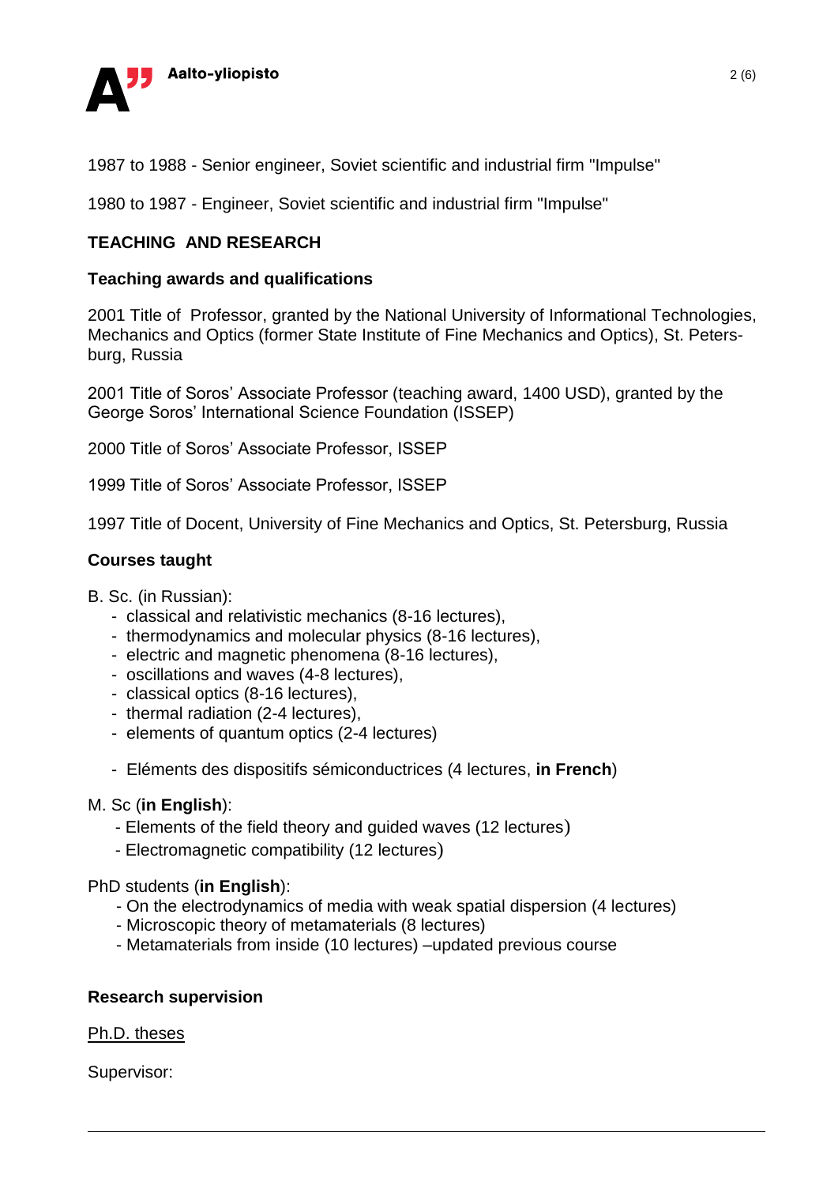1987 to 1988 - Senior engineer, Soviet scientific and industrial firm "Impulse"

1980 to 1987 - Engineer, Soviet scientific and industrial firm "Impulse"

## TEACHING AND RESEARCH

### Teaching awards and qualifications

2001 Title of Professor, granted by the National University of Informational Technologies, Mechanics and Optics (former State Institute of Fine Mechanics and Optics), St. Petersburg, Russia

2001 Title of Soros' Associate Professor (teaching award, 1400 USD), granted by the George Soros' International Science Foundation (ISSEP)

2000 Title of Soros' Associate Professor, ISSEP

1999 Title of Soros' Associate Professor, ISSEP

1997 Title of Docent, University of Fine Mechanics and Optics, St. Petersburg, Russia

### Courses taught

B. Sc. (in Russian):

- classical and relativistic mechanics (8-16 lectures),
- thermodynamics and molecular physics (8-16 lectures),
- electric and magnetic phenomena (8-16 lectures),
- oscillations and waves (4-8 lectures),
- classical optics (8-16 lectures),
- thermal radiation (2-4 lectures),
- elements of quantum optics (2-4 lectures)

- Eléments des dispositifs sémiconductrices (4 lectures, **in French**)

M. Sc (**in English**):

- Elements of the field theory and guided waves (12 lectures)
- Electromagnetic compatibility (12 lectures)

PhD students (**in English**):

- On the electrodynamics of media with weak spatial dispersion (4 lectures)
- Microscopic theory of metamaterials (8 lectures)
- Metamaterials from inside (10 lectures) –updated previous course

### Research supervision

Ph.D. theses

Supervisor: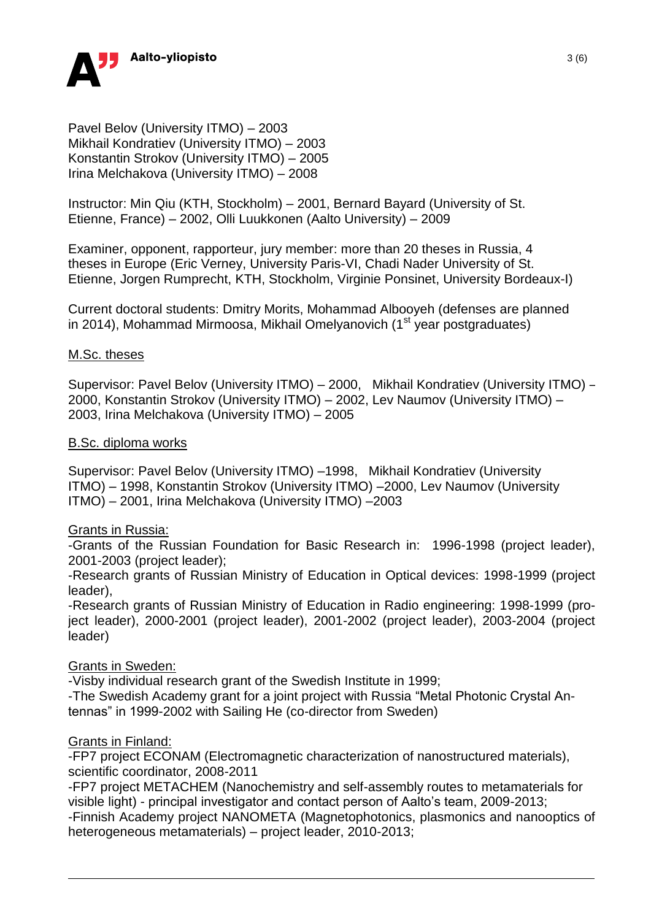Pavel Belov (University ITMO) – 2003
Mikhail Kondratiev (University ITMO) – 2003
Konstantin Strokov (University ITMO) – 2005
Irina Melchakova (University ITMO) – 2008

Instructor: Min Qiu (KTH, Stockholm) – 2001, Bernard Bayard (University of St. Etienne, France) – 2002, Olli Luukkonen (Aalto University) – 2009

Examiner, opponent, rapporteur, jury member: more than 20 theses in Russia, 4 theses in Europe (Eric Verney, University Paris-VI, Chadi Nader University of St. Etienne, Jorgen Rumprecht, KTH, Stockholm, Virginie Ponsinet, University Bordeaux-I)

Current doctoral students: Dmitry Morits, Mohammad Albooyeh (defenses are planned in 2014), Mohammad Mirmoosa, Mikhail Omelyanovich (1st year postgraduates)

<u>M.Sc. theses</u>

Supervisor: Pavel Belov (University ITMO) – 2000, Mikhail Kondratiev (University ITMO) – 2000, Konstantin Strokov (University ITMO) – 2002, Lev Naumov (University ITMO) – 2003, Irina Melchakova (University ITMO) – 2005

<u>B.Sc. diploma works</u>

Supervisor: Pavel Belov (University ITMO) –1998, Mikhail Kondratiev (University ITMO) – 1998, Konstantin Strokov (University ITMO) –2000, Lev Naumov (University ITMO) – 2001, Irina Melchakova (University ITMO) –2003

<u>Grants in Russia:</u>

-Grants of the Russian Foundation for Basic Research in: 1996-1998 (project leader), 2001-2003 (project leader);
-Research grants of Russian Ministry of Education in Optical devices: 1998-1999 (project leader),
-Research grants of Russian Ministry of Education in Radio engineering: 1998-1999 (project leader), 2000-2001 (project leader), 2001-2002 (project leader), 2003-2004 (project leader)

<u>Grants in Sweden:</u>

-Visby individual research grant of the Swedish Institute in 1999;
-The Swedish Academy grant for a joint project with Russia "Metal Photonic Crystal Antennas" in 1999-2002 with Sailing He (co-director from Sweden)

<u>Grants in Finland:</u>

-FP7 project ECONAM (Electromagnetic characterization of nanostructured materials), scientific coordinator, 2008-2011
-FP7 project METACHEM (Nanochemistry and self-assembly routes to metamaterials for visible light) - principal investigator and contact person of Aalto's team, 2009-2013;
-Finnish Academy project NANOMETA (Magnetophotonics, plasmonics and nanooptics of heterogeneous metamaterials) – project leader, 2010-2013;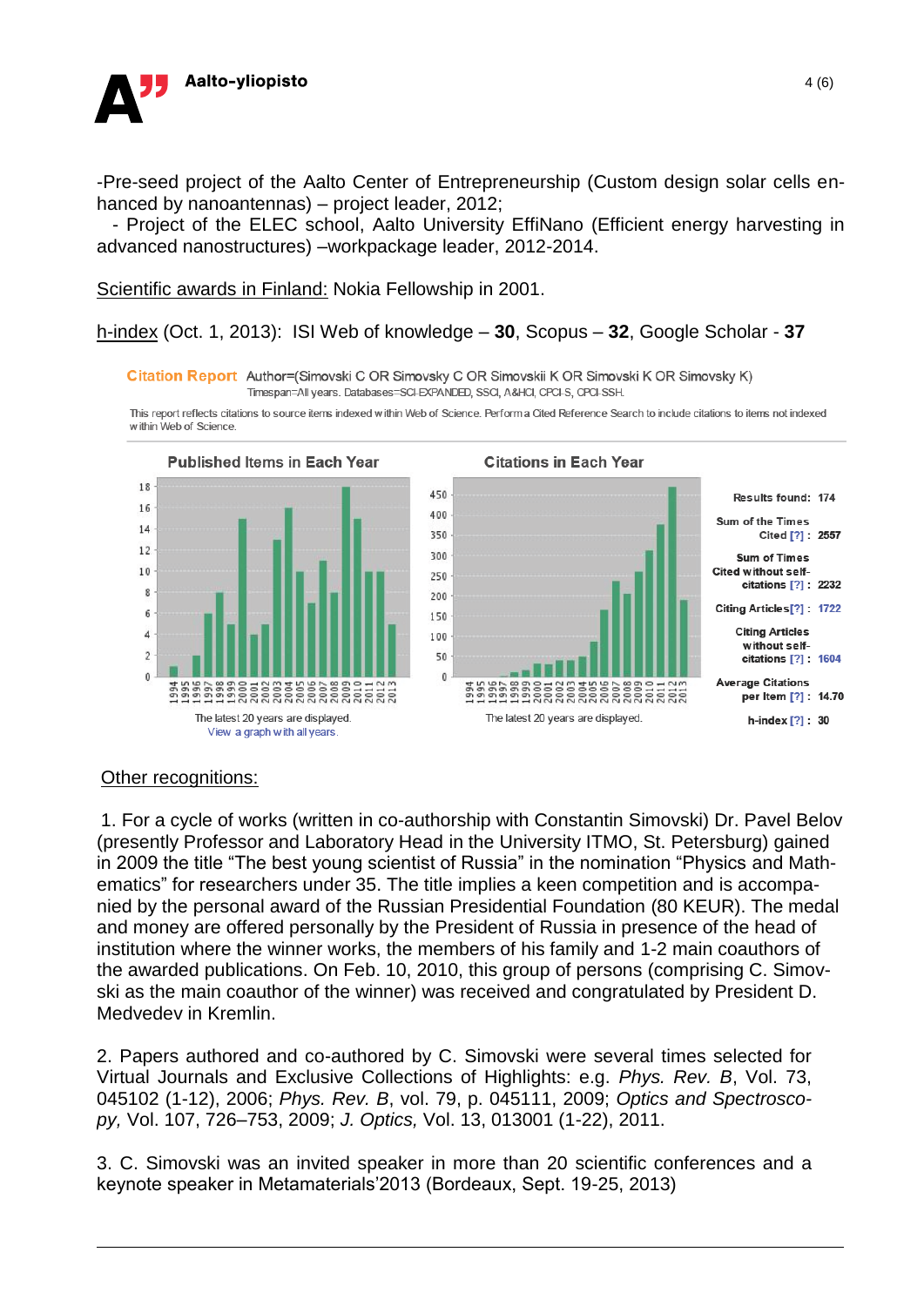-Pre-seed project of the Aalto Center of Entrepreneurship (Custom design solar cells enhanced by nanoantennas) – project leader, 2012;

- Project of the ELEC school, Aalto University EffiNano (Efficient energy harvesting in advanced nanostructures) –workpackage leader, 2012-2014.

Scientific awards in Finland: Nokia Fellowship in 2001.

h-index (Oct. 1, 2013): ISI Web of knowledge – **30**, Scopus – **32**, Google Scholar - **37**

**Citation Report** Author=(Simovski C OR Simovsky C OR Simovskii K OR Simovski K OR Simovsky K)
Timespan=All years. Databases=SCI-EXPANDED, SSCI, A&HCI, CPCI-S, CPCI-SSH.

This report reflects citations to source items indexed within Web of Science. Perform a Cited Reference Search to include citations to items not indexed within Web of Science.

**Published Items in Each Year**

The latest 20 years are displayed.
View a graph with all years.

**Citations in Each Year**

The latest 20 years are displayed.

| | |
|---|---|
| Results found: | 174 |
| Sum of the Times Cited [?] : | 2557 |
| Sum of Times Cited without self-citations [?] : | 2232 |
| Citing Articles[?] : | 1722 |
| Citing Articles without self-citations [?] : | 1604 |
| Average Citations per Item [?] : | 14.70 |
| h-index [?] : | 30 |

Other recognitions:

1. For a cycle of works (written in co-authorship with Constantin Simovski) Dr. Pavel Belov (presently Professor and Laboratory Head in the University ITMO, St. Petersburg) gained in 2009 the title "The best young scientist of Russia" in the nomination "Physics and Mathematics" for researchers under 35. The title implies a keen competition and is accompanied by the personal award of the Russian Presidential Foundation (80 KEUR). The medal and money are offered personally by the President of Russia in presence of the head of institution where the winner works, the members of his family and 1-2 main coauthors of the awarded publications. On Feb. 10, 2010, this group of persons (comprising C. Simovski as the main coauthor of the winner) was received and congratulated by President D. Medvedev in Kremlin.

2. Papers authored and co-authored by C. Simovski were several times selected for Virtual Journals and Exclusive Collections of Highlights: e.g. *Phys. Rev. B*, Vol. 73, 045102 (1-12), 2006; *Phys. Rev. B*, vol. 79, p. 045111, 2009; *Optics and Spectroscopy,* Vol. 107, 726–753, 2009; *J. Optics,* Vol. 13, 013001 (1-22), 2011.

3. C. Simovski was an invited speaker in more than 20 scientific conferences and a keynote speaker in Metamaterials'2013 (Bordeaux, Sept. 19-25, 2013)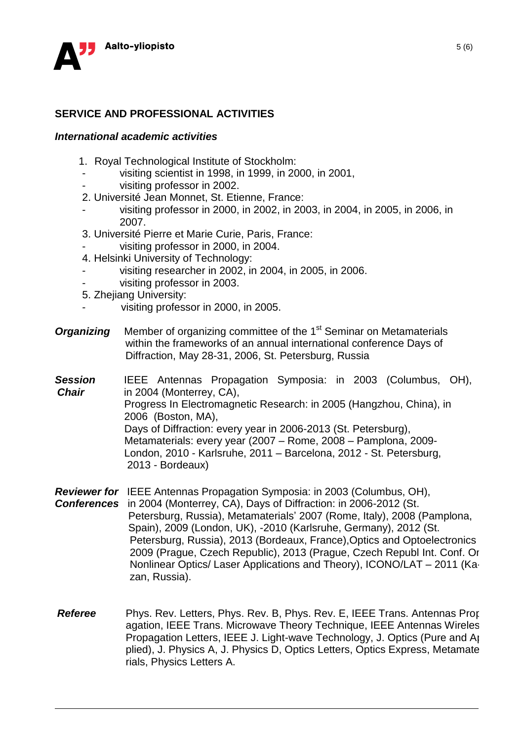## SERVICE AND PROFESSIONAL ACTIVITIES

### *International academic activities*

1. Royal Technological Institute of Stockholm:
   - visiting scientist in 1998, in 1999, in 2000, in 2001,
   - visiting professor in 2002.
2. Université Jean Monnet, St. Etienne, France:
   - visiting professor in 2000, in 2002, in 2003, in 2004, in 2005, in 2006, in 2007.
3. Université Pierre et Marie Curie, Paris, France:
   - visiting professor in 2000, in 2004.
4. Helsinki University of Technology:
   - visiting researcher in 2002, in 2004, in 2005, in 2006.
   - visiting professor in 2003.
5. Zhejiang University:
   - visiting professor in 2000, in 2005.

***Organizing*** Member of organizing committee of the 1st Seminar on Metamaterials within the frameworks of an annual international conference Days of Diffraction, May 28-31, 2006, St. Petersburg, Russia

***Session Chair*** IEEE Antennas Propagation Symposia: in 2003 (Columbus, OH), in 2004 (Monterrey, CA),
Progress In Electromagnetic Research: in 2005 (Hangzhou, China), in 2006 (Boston, MA),
Days of Diffraction: every year in 2006-2013 (St. Petersburg),
Metamaterials: every year (2007 – Rome, 2008 – Pamplona, 2009-London, 2010 - Karlsruhe, 2011 – Barcelona, 2012 - St. Petersburg, 2013 - Bordeaux)

***Reviewer for Conferences*** IEEE Antennas Propagation Symposia: in 2003 (Columbus, OH), in 2004 (Monterrey, CA), Days of Diffraction: in 2006-2012 (St. Petersburg, Russia), Metamaterials' 2007 (Rome, Italy), 2008 (Pamplona, Spain), 2009 (London, UK), -2010 (Karlsruhe, Germany), 2012 (St. Petersburg, Russia), 2013 (Bordeaux, France),Optics and Optoelectronics 2009 (Prague, Czech Republic), 2013 (Prague, Czech Republ Int. Conf. On Nonlinear Optics/ Laser Applications and Theory), ICONO/LAT – 2011 (Kazan, Russia).

***Referee*** Phys. Rev. Letters, Phys. Rev. B, Phys. Rev. E, IEEE Trans. Antennas Propagation, IEEE Trans. Microwave Theory Technique, IEEE Antennas Wireless Propagation Letters, IEEE J. Light-wave Technology, J. Optics (Pure and Applied), J. Physics A, J. Physics D, Optics Letters, Optics Express, Metamaterials, Physics Letters A.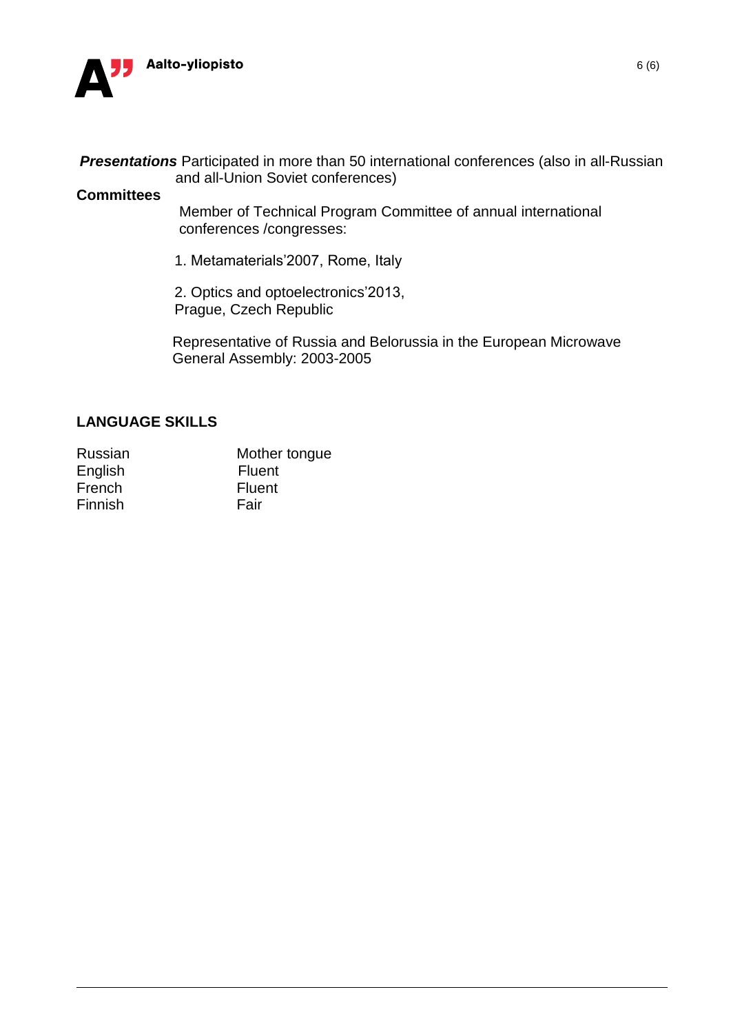***Presentations*** Participated in more than 50 international conferences (also in all-Russian and all-Union Soviet conferences)

**Committees**

Member of Technical Program Committee of annual international conferences /congresses:

1. Metamaterials'2007, Rome, Italy

2. Optics and optoelectronics'2013, Prague, Czech Republic

Representative of Russia and Belorussia in the European Microwave General Assembly: 2003-2005

## LANGUAGE SKILLS

| | |
|---|---|
| Russian | Mother tongue |
| English | Fluent |
| French | Fluent |
| Finnish | Fair |